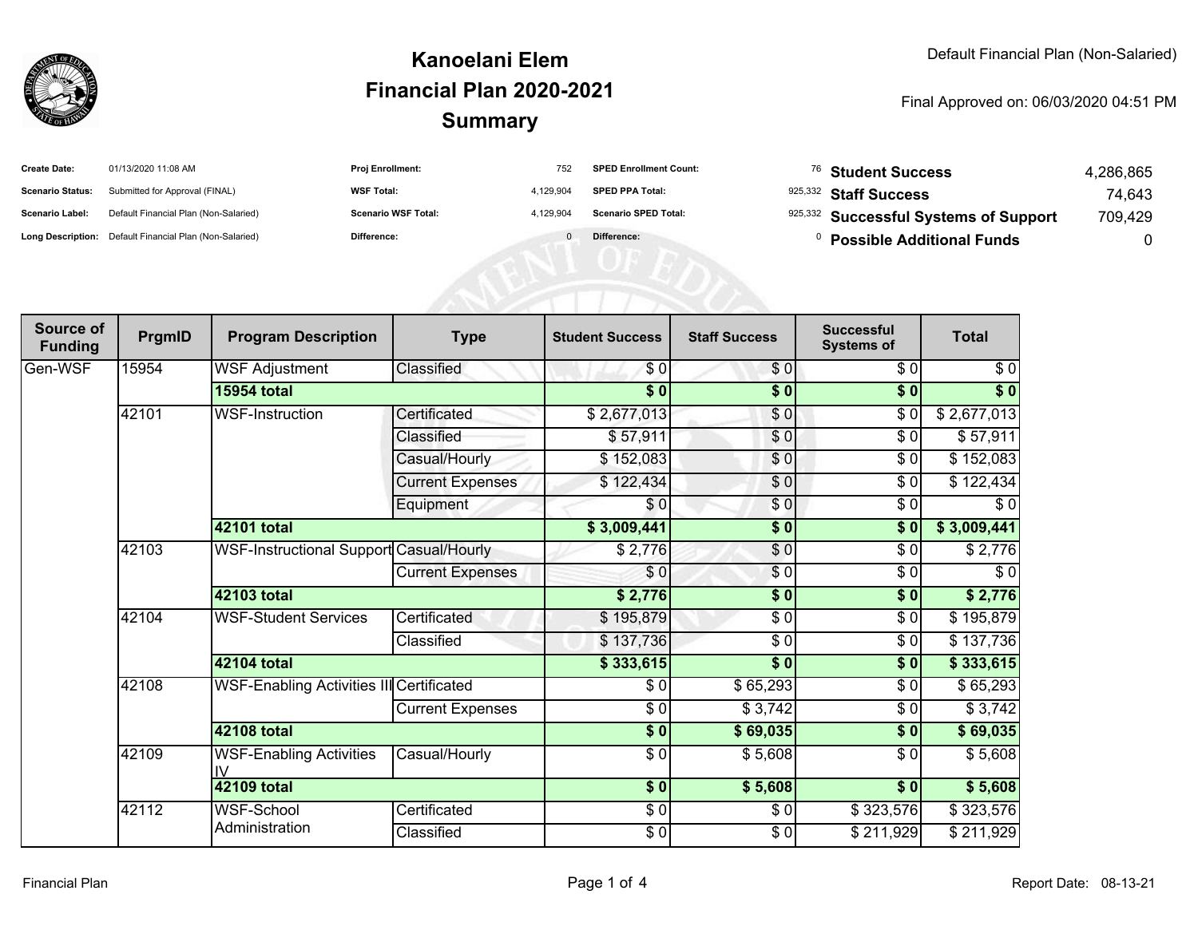# Kanoelani Elem
# Financial Plan 2020-2021
# Summary

Default Financial Plan (Non-Salaried)

Final Approved on: 06/03/2020 04:51 PM

| | | | | | | | |
|---|---|---|---|---|---|---|---|
| **Create Date:** | 01/13/2020 11:08 AM | **Proj Enrollment:** | 752 | **SPED Enrollment Count:** | 76 | **Student Success** | 4,286,865 |
| **Scenario Status:** | Submitted for Approval (FINAL) | **WSF Total:** | 4,129,904 | **SPED PPA Total:** | 925,332 | **Staff Success** | 74,643 |
| **Scenario Label:** | Default Financial Plan (Non-Salaried) | **Scenario WSF Total:** | 4,129,904 | **Scenario SPED Total:** | 925,332 | **Successful Systems of Support** | 709,429 |
| **Long Description:** | Default Financial Plan (Non-Salaried) | **Difference:** | 0 | **Difference:** | 0 | **Possible Additional Funds** | 0 |

| Source of Funding | PrgmID | Program Description | Type | Student Success | Staff Success | Successful Systems of | Total |
|---|---|---|---|---|---|---|---|
| Gen-WSF | 15954 | WSF Adjustment | Classified | $ 0 | $ 0 | $ 0 | $ 0 |
| | | **15954 total** | | **$ 0** | **$ 0** | **$ 0** | **$ 0** |
| | 42101 | WSF-Instruction | Certificated | $ 2,677,013 | $ 0 | $ 0 | $ 2,677,013 |
| | | | Classified | $ 57,911 | $ 0 | $ 0 | $ 57,911 |
| | | | Casual/Hourly | $ 152,083 | $ 0 | $ 0 | $ 152,083 |
| | | | Current Expenses | $ 122,434 | $ 0 | $ 0 | $ 122,434 |
| | | | Equipment | $ 0 | $ 0 | $ 0 | $ 0 |
| | | **42101 total** | | **$ 3,009,441** | **$ 0** | **$ 0** | **$ 3,009,441** |
| | 42103 | WSF-Instructional Support | Casual/Hourly | $ 2,776 | $ 0 | $ 0 | $ 2,776 |
| | | | Current Expenses | $ 0 | $ 0 | $ 0 | $ 0 |
| | | **42103 total** | | **$ 2,776** | **$ 0** | **$ 0** | **$ 2,776** |
| | 42104 | WSF-Student Services | Certificated | $ 195,879 | $ 0 | $ 0 | $ 195,879 |
| | | | Classified | $ 137,736 | $ 0 | $ 0 | $ 137,736 |
| | | **42104 total** | | **$ 333,615** | **$ 0** | **$ 0** | **$ 333,615** |
| | 42108 | WSF-Enabling Activities III | Certificated | $ 0 | $ 65,293 | $ 0 | $ 65,293 |
| | | | Current Expenses | $ 0 | $ 3,742 | $ 0 | $ 3,742 |
| | | **42108 total** | | **$ 0** | **$ 69,035** | **$ 0** | **$ 69,035** |
| | 42109 | WSF-Enabling Activities IV | Casual/Hourly | $ 0 | $ 5,608 | $ 0 | $ 5,608 |
| | | **42109 total** | | **$ 0** | **$ 5,608** | **$ 0** | **$ 5,608** |
| | 42112 | WSF-School Administration | Certificated | $ 0 | $ 0 | $ 323,576 | $ 323,576 |
| | | | Classified | $ 0 | $ 0 | $ 211,929 | $ 211,929 |

Financial Plan

Report Date: 08-13-21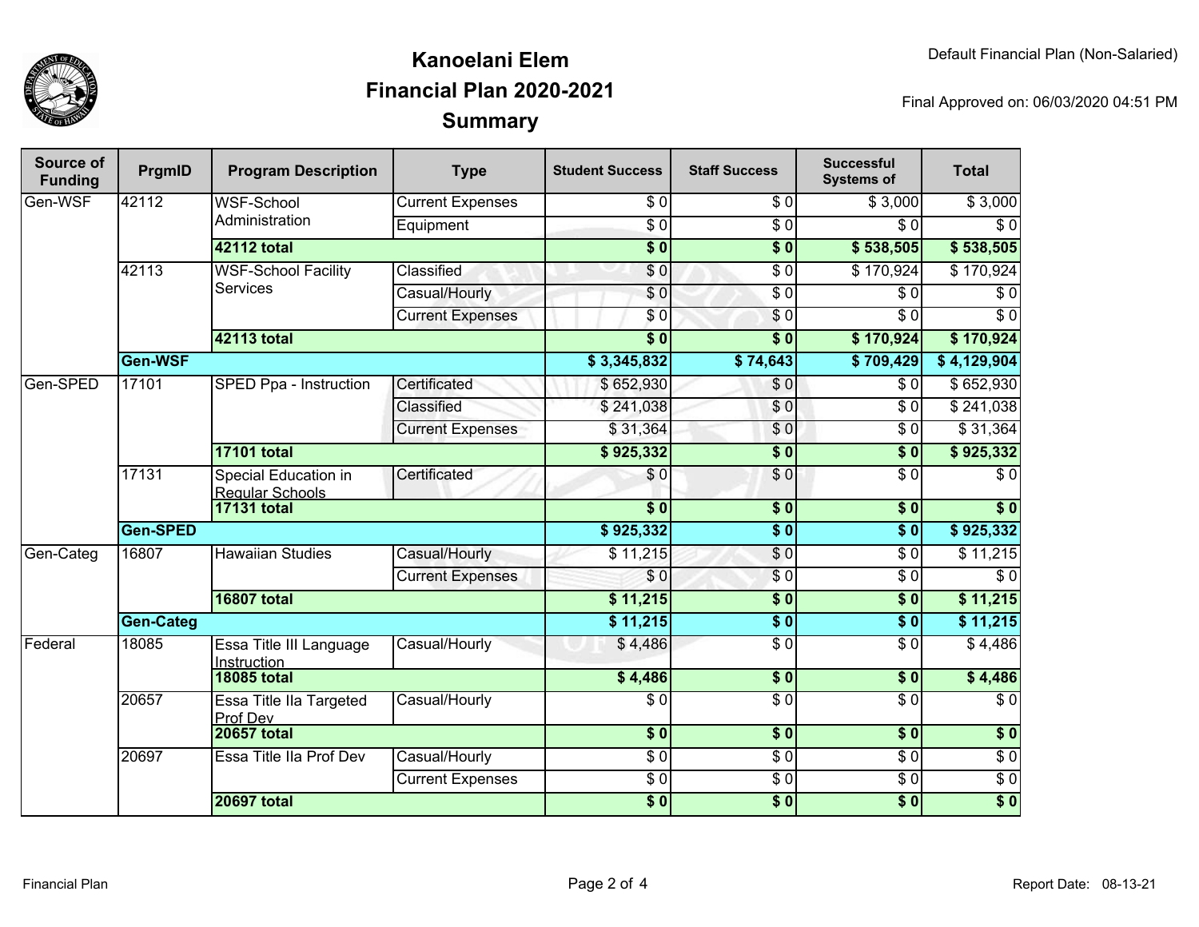# Kanoelani Elem
## Financial Plan 2020-2021
## Summary

Default Financial Plan (Non-Salaried)

Final Approved on: 06/03/2020 04:51 PM

| Source of Funding | PrgmID | Program Description | Type | Student Success | Staff Success | Successful Systems of | Total |
|---|---|---|---|---|---|---|---|
| Gen-WSF | 42112 | WSF-School Administration | Current Expenses | $ 0 | $ 0 | $ 3,000 | $ 3,000 |
| | | | Equipment | $ 0 | $ 0 | $ 0 | $ 0 |
| | | **42112 total** | | **$ 0** | **$ 0** | **$ 538,505** | **$ 538,505** |
| | 42113 | WSF-School Facility Services | Classified | $ 0 | $ 0 | $ 170,924 | $ 170,924 |
| | | | Casual/Hourly | $ 0 | $ 0 | $ 0 | $ 0 |
| | | | Current Expenses | $ 0 | $ 0 | $ 0 | $ 0 |
| | | **42113 total** | | **$ 0** | **$ 0** | **$ 170,924** | **$ 170,924** |
| | **Gen-WSF** | | | **$ 3,345,832** | **$ 74,643** | **$ 709,429** | **$ 4,129,904** |
| Gen-SPED | 17101 | SPED Ppa - Instruction | Certificated | $ 652,930 | $ 0 | $ 0 | $ 652,930 |
| | | | Classified | $ 241,038 | $ 0 | $ 0 | $ 241,038 |
| | | | Current Expenses | $ 31,364 | $ 0 | $ 0 | $ 31,364 |
| | | **17101 total** | | **$ 925,332** | **$ 0** | **$ 0** | **$ 925,332** |
| | 17131 | Special Education in Regular Schools | Certificated | $ 0 | $ 0 | $ 0 | $ 0 |
| | | **17131 total** | | **$ 0** | **$ 0** | **$ 0** | **$ 0** |
| | **Gen-SPED** | | | **$ 925,332** | **$ 0** | **$ 0** | **$ 925,332** |
| Gen-Categ | 16807 | Hawaiian Studies | Casual/Hourly | $ 11,215 | $ 0 | $ 0 | $ 11,215 |
| | | | Current Expenses | $ 0 | $ 0 | $ 0 | $ 0 |
| | | **16807 total** | | **$ 11,215** | **$ 0** | **$ 0** | **$ 11,215** |
| | **Gen-Categ** | | | **$ 11,215** | **$ 0** | **$ 0** | **$ 11,215** |
| Federal | 18085 | Essa Title III Language Instruction | Casual/Hourly | $ 4,486 | $ 0 | $ 0 | $ 4,486 |
| | | **18085 total** | | **$ 4,486** | **$ 0** | **$ 0** | **$ 4,486** |
| | 20657 | Essa Title IIa Targeted Prof Dev | Casual/Hourly | $ 0 | $ 0 | $ 0 | $ 0 |
| | | **20657 total** | | **$ 0** | **$ 0** | **$ 0** | **$ 0** |
| | 20697 | Essa Title IIa Prof Dev | Casual/Hourly | $ 0 | $ 0 | $ 0 | $ 0 |
| | | | Current Expenses | $ 0 | $ 0 | $ 0 | $ 0 |
| | | **20697 total** | | **$ 0** | **$ 0** | **$ 0** | **$ 0** |

Financial Plan | Report Date: 08-13-21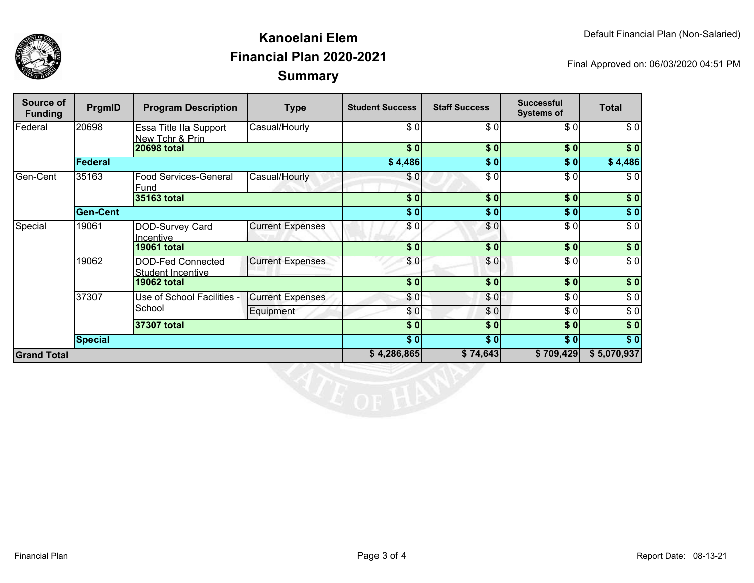# Kanoelani Elem
## Financial Plan 2020-2021
## Summary

Default Financial Plan (Non-Salaried)

Final Approved on: 06/03/2020 04:51 PM

| Source of Funding | PrgmID | Program Description | Type | Student Success | Staff Success | Successful Systems of | Total |
|---|---|---|---|---|---|---|---|
| Federal | 20698 | Essa Title IIa Support New Tchr & Prin | Casual/Hourly | $ 0 | $ 0 | $ 0 | $ 0 |
| | | **20698 total** | | **$ 0** | **$ 0** | **$ 0** | **$ 0** |
| | **Federal** | | | **$ 4,486** | **$ 0** | **$ 0** | **$ 4,486** |
| Gen-Cent | 35163 | Food Services-General Fund | Casual/Hourly | $ 0 | $ 0 | $ 0 | $ 0 |
| | | **35163 total** | | **$ 0** | **$ 0** | **$ 0** | **$ 0** |
| | **Gen-Cent** | | | **$ 0** | **$ 0** | **$ 0** | **$ 0** |
| Special | 19061 | DOD-Survey Card Incentive | Current Expenses | $ 0 | $ 0 | $ 0 | $ 0 |
| | | **19061 total** | | **$ 0** | **$ 0** | **$ 0** | **$ 0** |
| | 19062 | DOD-Fed Connected Student Incentive | Current Expenses | $ 0 | $ 0 | $ 0 | $ 0 |
| | | **19062 total** | | **$ 0** | **$ 0** | **$ 0** | **$ 0** |
| | 37307 | Use of School Facilities - School | Current Expenses | $ 0 | $ 0 | $ 0 | $ 0 |
| | | | Equipment | $ 0 | $ 0 | $ 0 | $ 0 |
| | | **37307 total** | | **$ 0** | **$ 0** | **$ 0** | **$ 0** |
| | **Special** | | | **$ 0** | **$ 0** | **$ 0** | **$ 0** |
| **Grand Total** | | | | **$ 4,286,865** | **$ 74,643** | **$ 709,429** | **$ 5,070,937** |

Report Date: 08-13-21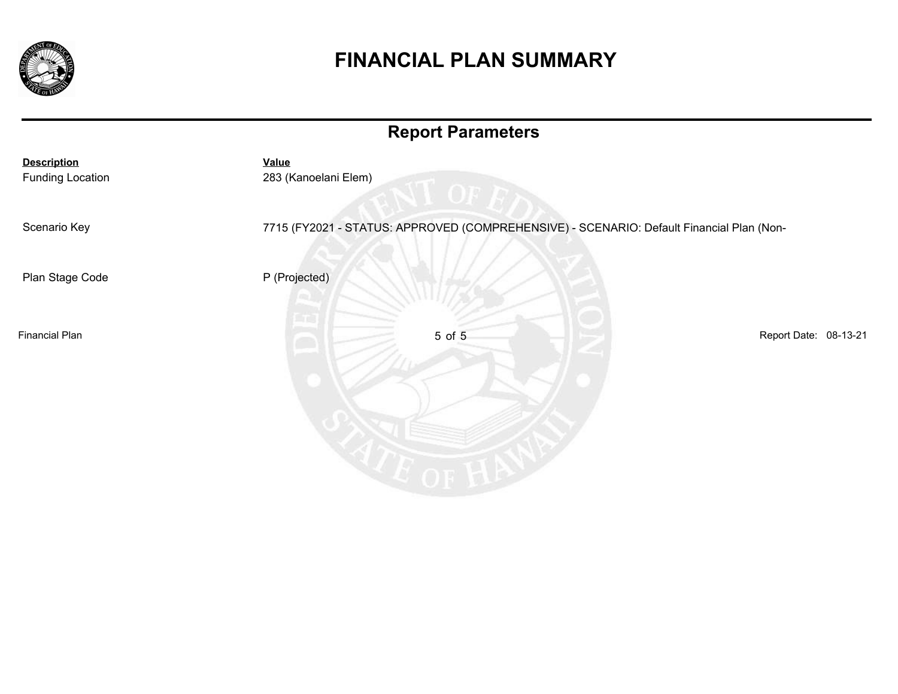# FINANCIAL PLAN SUMMARY

## Report Parameters

| Description | Value |
|---|---|
| Funding Location | 283 (Kanoelani Elem) |
| Scenario Key | 7715 (FY2021 - STATUS: APPROVED (COMPREHENSIVE) - SCENARIO: Default Financial Plan (Non- |
| Plan Stage Code | P (Projected) |